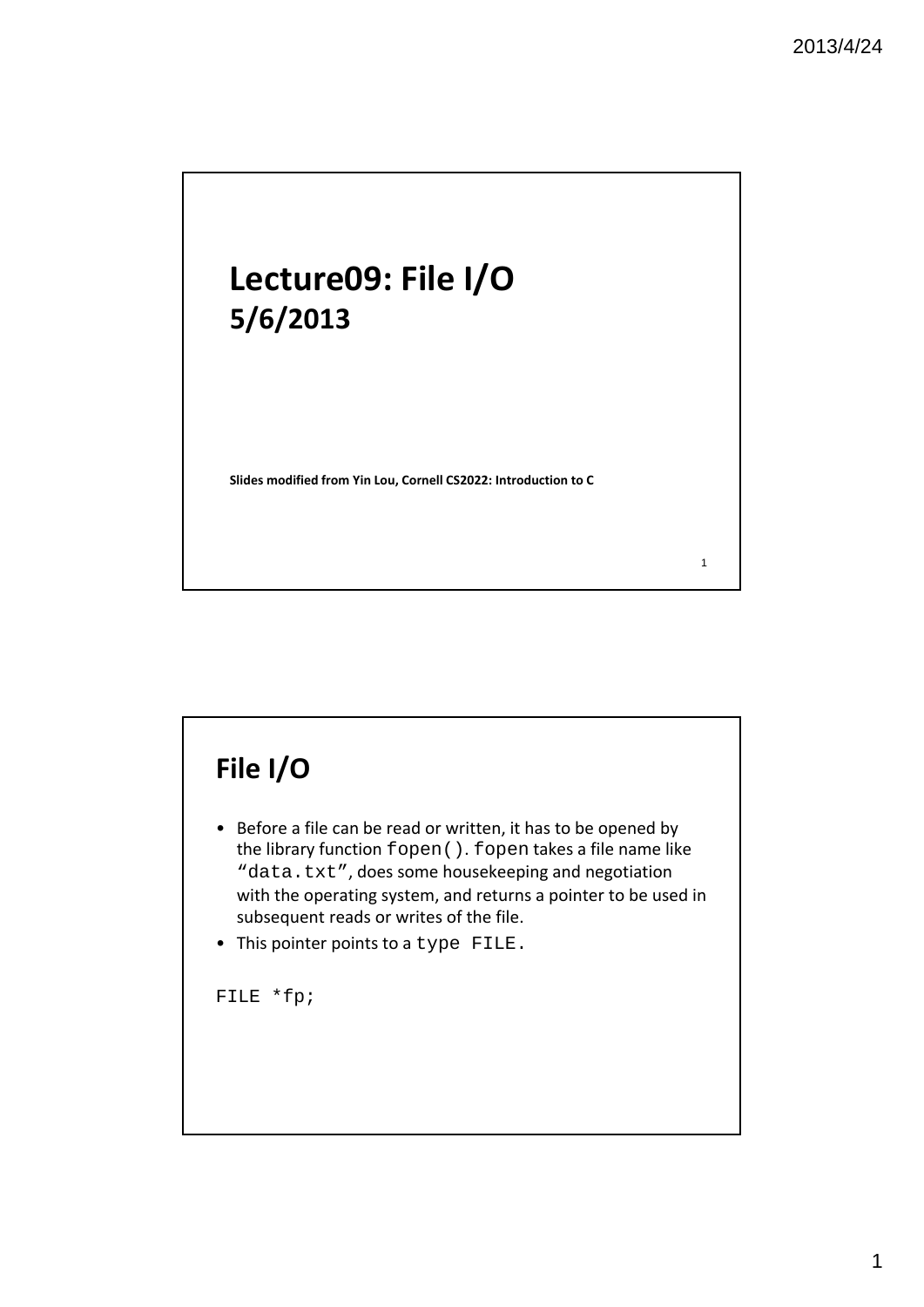# Lecture09: File I/O

## 5/6/2013

Slides modified from Yin Lou, Cornell CS2022: Introduction to C

## File I/O

- Before a file can be read or written, it has to be opened by the library function `fopen()`. `fopen` takes a file name like "`data.txt`", does some housekeeping and negotiation with the operating system, and returns a pointer to be used in subsequent reads or writes of the file.
- This pointer points to a `type FILE.`

```
FILE *fp;
```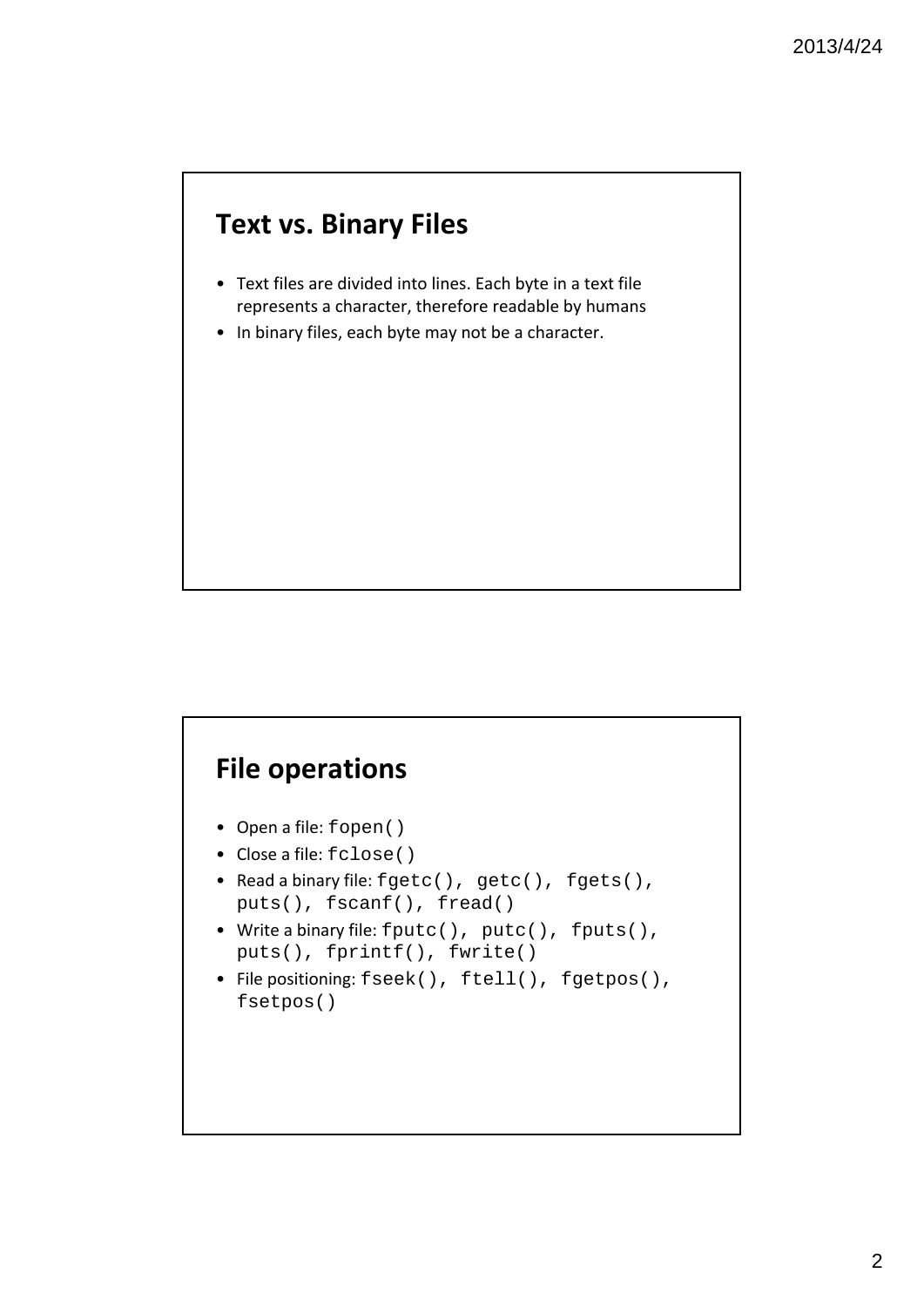## Text vs. Binary Files

- Text files are divided into lines. Each byte in a text file represents a character, therefore readable by humans
- In binary files, each byte may not be a character.

## File operations

- Open a file: `fopen()`
- Close a file: `fclose()`
- Read a binary file: `fgetc(), getc(), fgets(), puts(), fscanf(), fread()`
- Write a binary file: `fputc(), putc(), fputs(), puts(), fprintf(), fwrite()`
- File positioning: `fseek(), ftell(), fgetpos(), fsetpos()`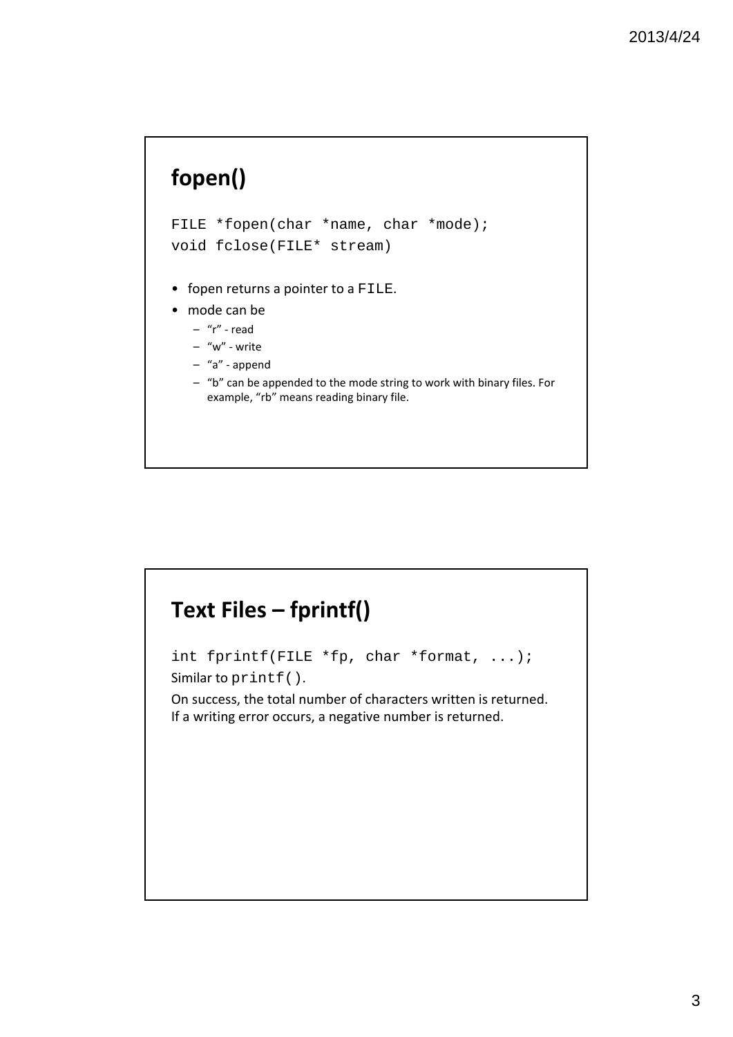## fopen()

```
FILE *fopen(char *name, char *mode);
void fclose(FILE* stream)
```

- fopen returns a pointer to a `FILE`.
- mode can be
  - "r" - read
  - "w" - write
  - "a" - append
  - "b" can be appended to the mode string to work with binary files. For example, "rb" means reading binary file.

## Text Files – fprintf()

```
int fprintf(FILE *fp, char *format, ...);
```

Similar to `printf()`.

On success, the total number of characters written is returned. If a writing error occurs, a negative number is returned.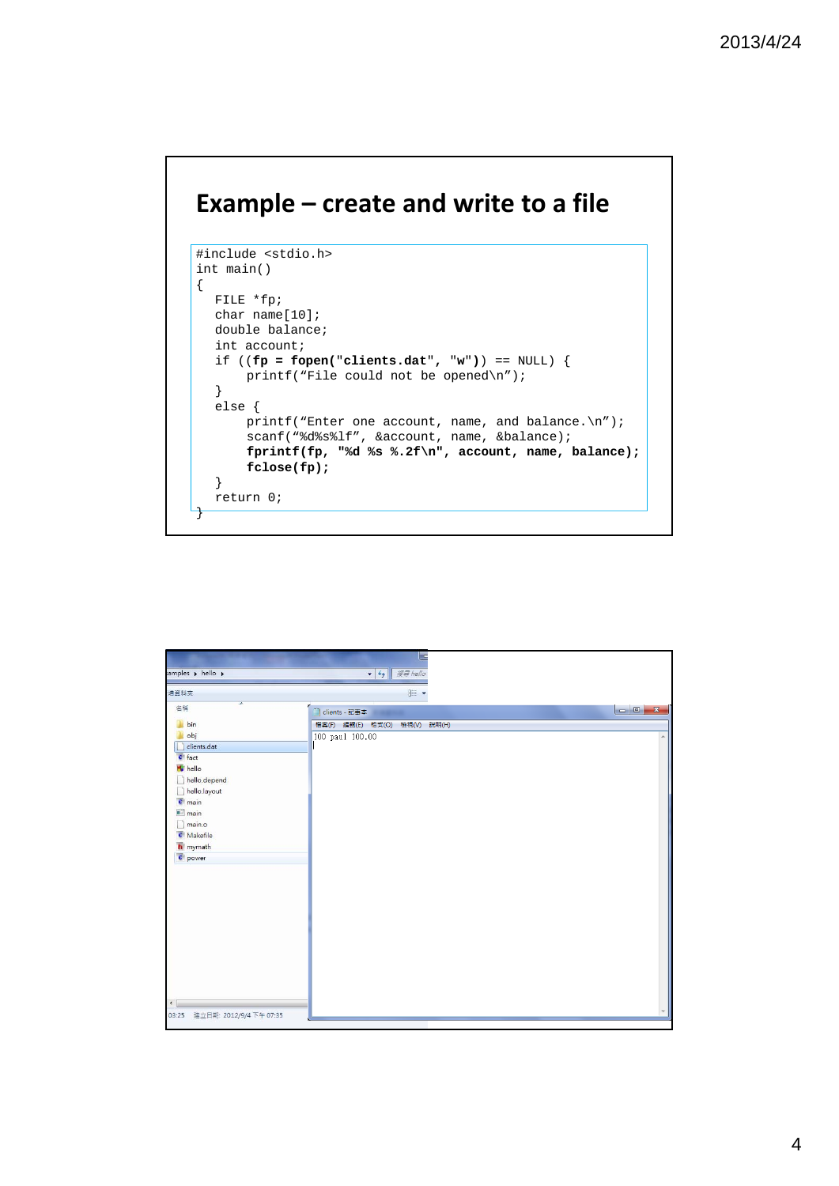## Example – create and write to a file

```
#include <stdio.h>
int main()
{
   FILE *fp;
   char name[10];
   double balance;
   int account;
   if ((fp = fopen("clients.dat", "w")) == NULL) {
        printf("File could not be opened\n");
   }
   else {
        printf("Enter one account, name, and balance.\n");
        scanf("%d%s%lf", &account, name, &balance);
        fprintf(fp, "%d %s %.2f\n", account, name, balance);
        fclose(fp);
   }
   return 0;
}
```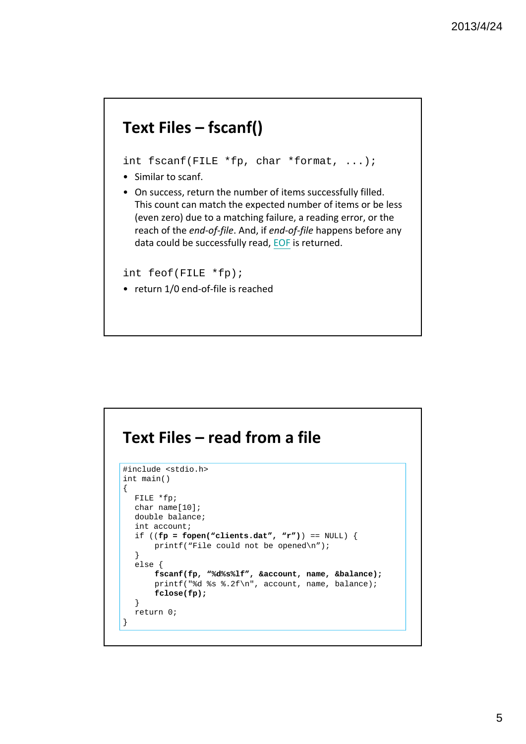## Text Files – fscanf()

```
int fscanf(FILE *fp, char *format, ...);
```

- Similar to scanf.
- On success, return the number of items successfully filled. This count can match the expected number of items or be less (even zero) due to a matching failure, a reading error, or the reach of the *end-of-file*. And, if *end-of-file* happens before any data could be successfully read, EOF is returned.

```
int feof(FILE *fp);
```

- return 1/0 end-of-file is reached

## Text Files – read from a file

```
#include <stdio.h>
int main()
{
   FILE *fp;
   char name[10];
   double balance;
   int account;
   if ((fp = fopen("clients.dat", "r")) == NULL) {
        printf("File could not be opened\n");
   }
   else {
        fscanf(fp, "%d%s%lf", &account, name, &balance);
        printf("%d %s %.2f\n", account, name, balance);
        fclose(fp);
   }
   return 0;
}
```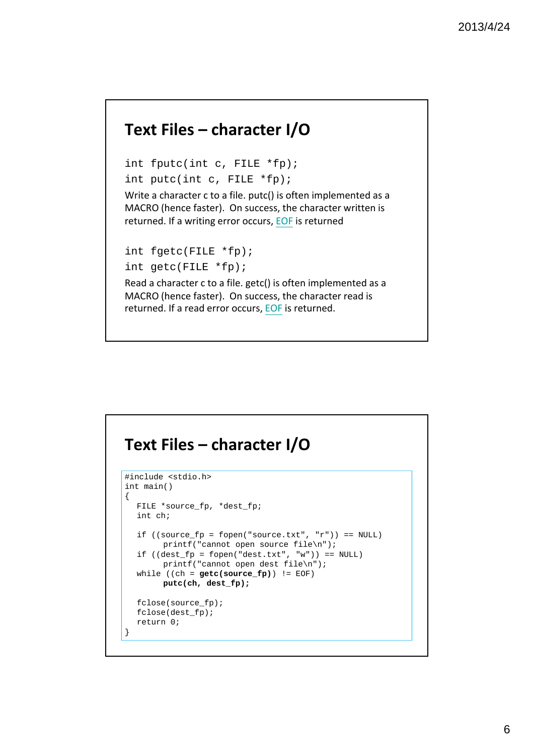## Text Files – character I/O

```
int fputc(int c, FILE *fp);
int putc(int c, FILE *fp);
```

Write a character c to a file. putc() is often implemented as a MACRO (hence faster). On success, the character written is returned. If a writing error occurs, EOF is returned

```
int fgetc(FILE *fp);
int getc(FILE *fp);
```

Read a character c to a file. getc() is often implemented as a MACRO (hence faster). On success, the character read is returned. If a read error occurs, EOF is returned.

## Text Files – character I/O

```
#include <stdio.h>
int main()
{
   FILE *source_fp, *dest_fp;
   int ch;

   if ((source_fp = fopen("source.txt", "r")) == NULL)
          printf("cannot open source file\n");
   if ((dest_fp = fopen("dest.txt", "w")) == NULL)
          printf("cannot open dest file\n");
   while ((ch = getc(source_fp)) != EOF)
          putc(ch, dest_fp);

   fclose(source_fp);
   fclose(dest_fp);
   return 0;
}
```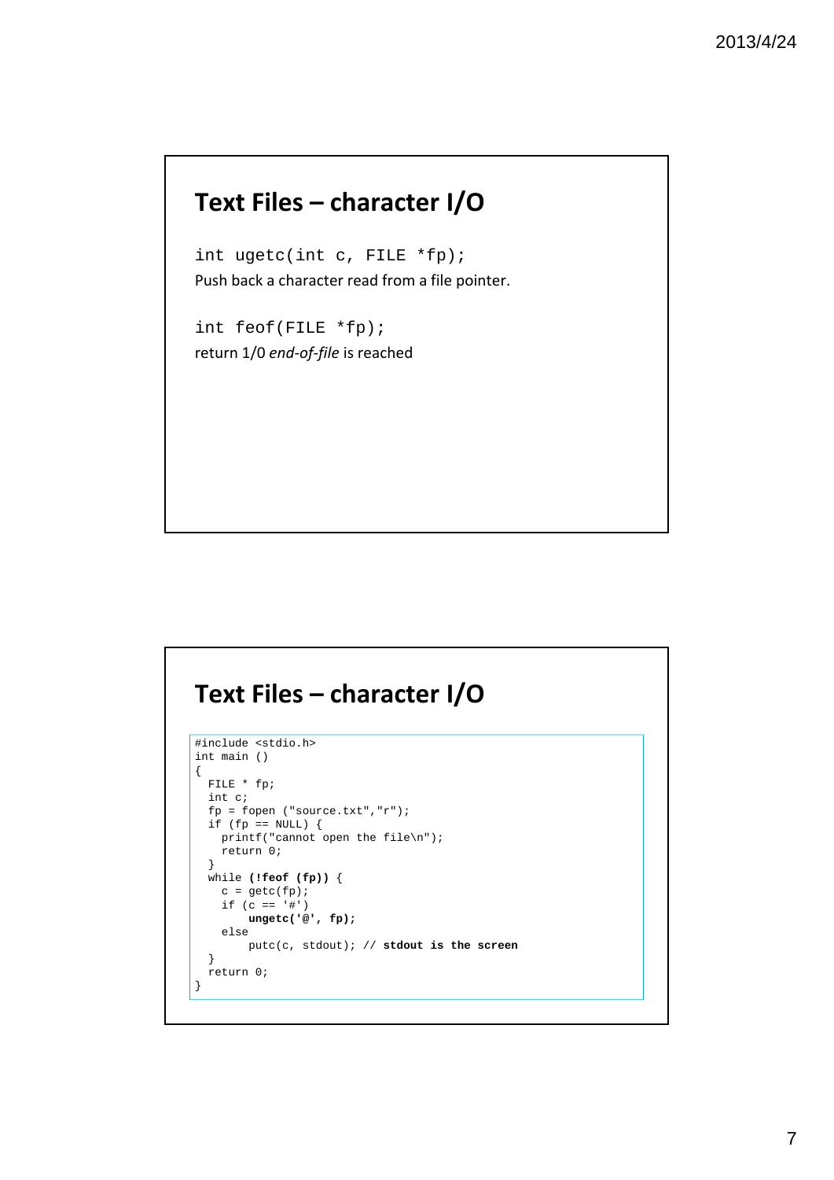## Text Files – character I/O

`int ugetc(int c, FILE *fp);`

Push back a character read from a file pointer.

`int feof(FILE *fp);`

return 1/0 *end-of-file* is reached

## Text Files – character I/O

```
#include <stdio.h>
int main ()
{
  FILE * fp;
  int c;
  fp = fopen ("source.txt","r");
  if (fp == NULL) {
    printf("cannot open the file\n");
    return 0;
  }
  while (!feof (fp)) {
    c = getc(fp);
    if (c == '#')
        ungetc('@', fp);
    else
        putc(c, stdout); // stdout is the screen
  }
  return 0;
}
```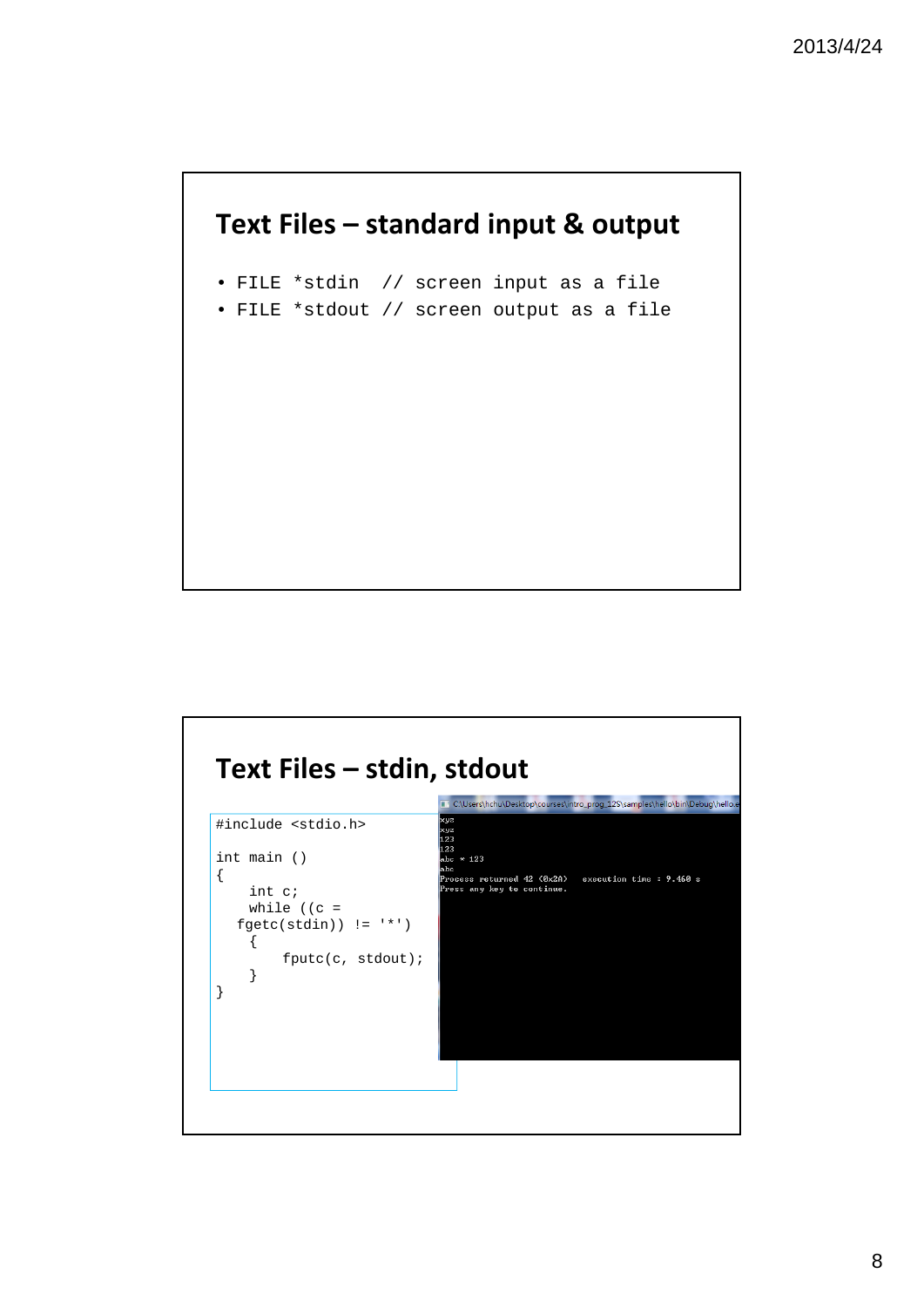## Text Files – standard input & output

- `FILE *stdin  // screen input as a file`
- `FILE *stdout // screen output as a file`

## Text Files – stdin, stdout

```
#include <stdio.h>

int main ()
{
    int c;
    while ((c = fgetc(stdin)) != '*')
    {
        fputc(c, stdout);
    }
}
```

```
C:\Users\hchu\Desktop\courses\intro_prog_12S\samples\hello\bin\Debug\hello.e
xyz
xyz
123
123
abc * 123
abc
Process returned 42 (0x2A)   execution time : 9.460 s
Press any key to continue.
```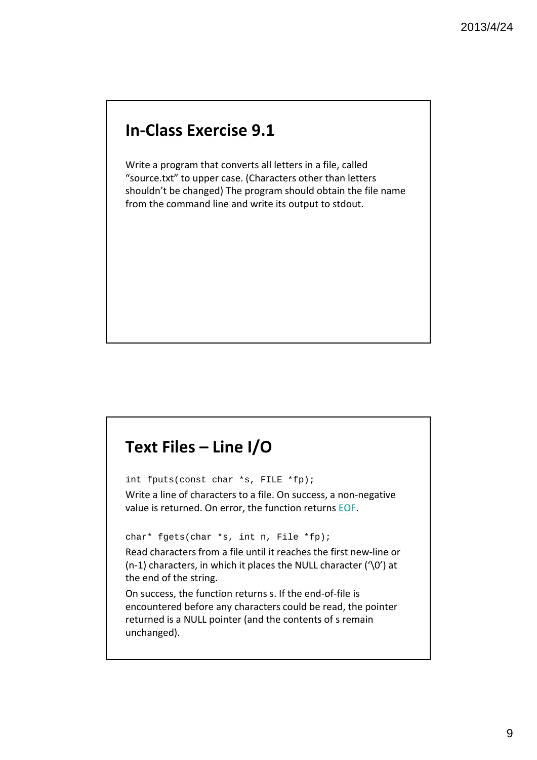## In-Class Exercise 9.1

Write a program that converts all letters in a file, called “source.txt” to upper case. (Characters other than letters shouldn’t be changed) The program should obtain the file name from the command line and write its output to stdout.

## Text Files – Line I/O

```
int fputs(const char *s, FILE *fp);
```

Write a line of characters to a file. On success, a non-negative value is returned. On error, the function returns EOF.

```
char* fgets(char *s, int n, File *fp);
```

Read characters from a file until it reaches the first new-line or (n-1) characters, in which it places the NULL character (‘\0’) at the end of the string.

On success, the function returns s. If the end-of-file is encountered before any characters could be read, the pointer returned is a NULL pointer (and the contents of s remain unchanged).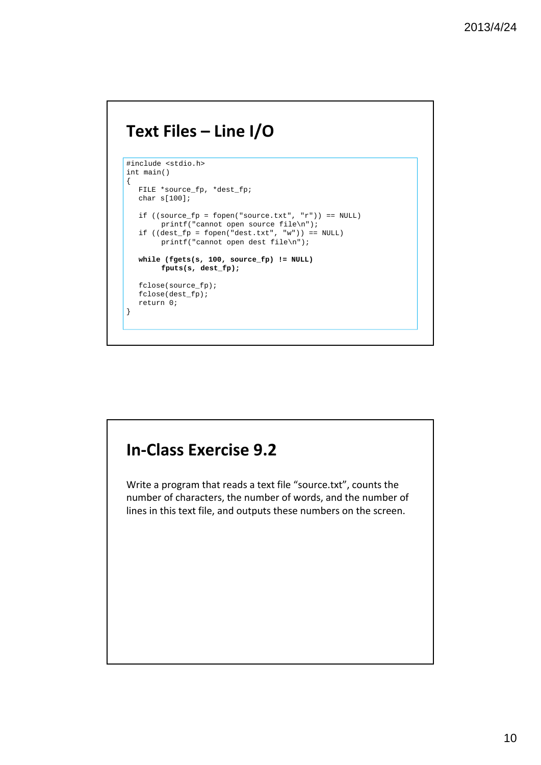## Text Files – Line I/O

```
#include <stdio.h>
int main()
{
   FILE *source_fp, *dest_fp;
   char s[100];

   if ((source_fp = fopen("source.txt", "r")) == NULL)
        printf("cannot open source file\n");
   if ((dest_fp = fopen("dest.txt", "w")) == NULL)
        printf("cannot open dest file\n");

   while (fgets(s, 100, source_fp) != NULL)
        fputs(s, dest_fp);

   fclose(source_fp);
   fclose(dest_fp);
   return 0;
}
```

## In-Class Exercise 9.2

Write a program that reads a text file “source.txt”, counts the number of characters, the number of words, and the number of lines in this text file, and outputs these numbers on the screen.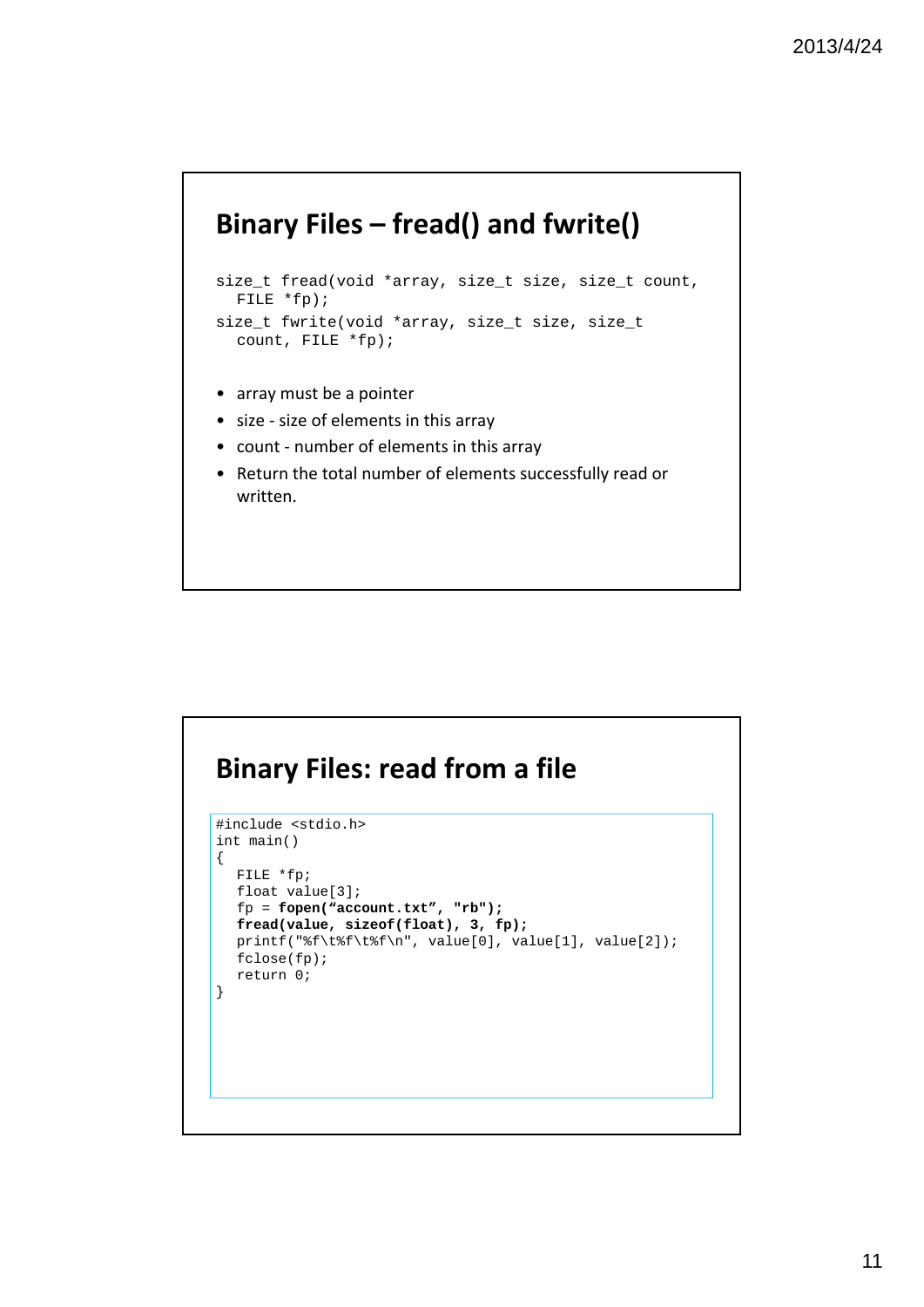## Binary Files – fread() and fwrite()

```
size_t fread(void *array, size_t size, size_t count,
  FILE *fp);
size_t fwrite(void *array, size_t size, size_t
  count, FILE *fp);
```

- array must be a pointer
- size - size of elements in this array
- count - number of elements in this array
- Return the total number of elements successfully read or written.

## Binary Files: read from a file

```
#include <stdio.h>
int main()
{
  FILE *fp;
  float value[3];
  fp = fopen(“account.txt”, "rb");
  fread(value, sizeof(float), 3, fp);
  printf("%f\t%f\t%f\n", value[0], value[1], value[2]);
  fclose(fp);
  return 0;
}
```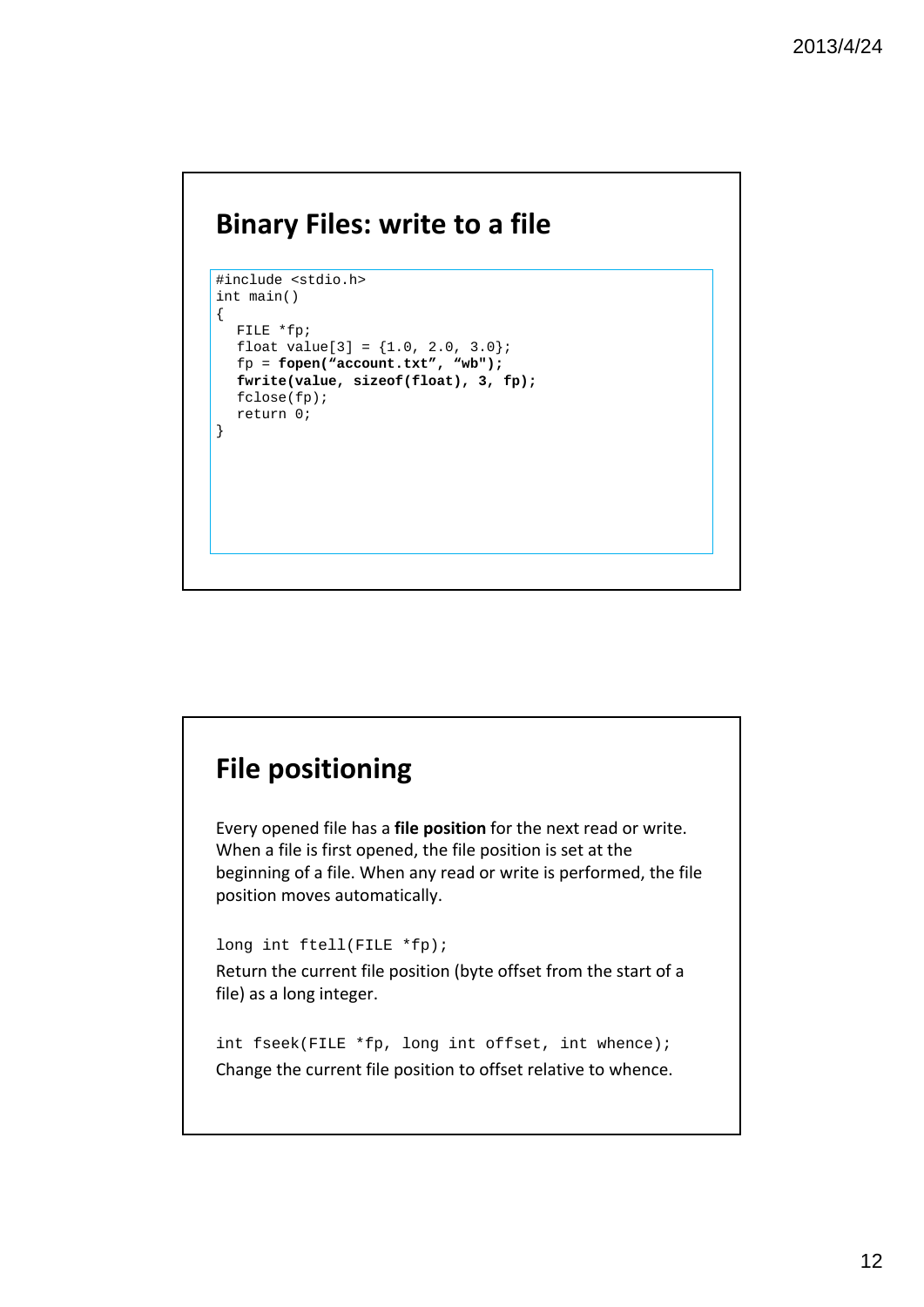## Binary Files: write to a file

```
#include <stdio.h>
int main()
{
   FILE *fp;
   float value[3] = {1.0, 2.0, 3.0};
   fp = fopen("account.txt", "wb");
   fwrite(value, sizeof(float), 3, fp);
   fclose(fp);
   return 0;
}
```

## File positioning

Every opened file has a **file position** for the next read or write. When a file is first opened, the file position is set at the beginning of a file. When any read or write is performed, the file position moves automatically.

```
long int ftell(FILE *fp);
```

Return the current file position (byte offset from the start of a file) as a long integer.

```
int fseek(FILE *fp, long int offset, int whence);
```

Change the current file position to offset relative to whence.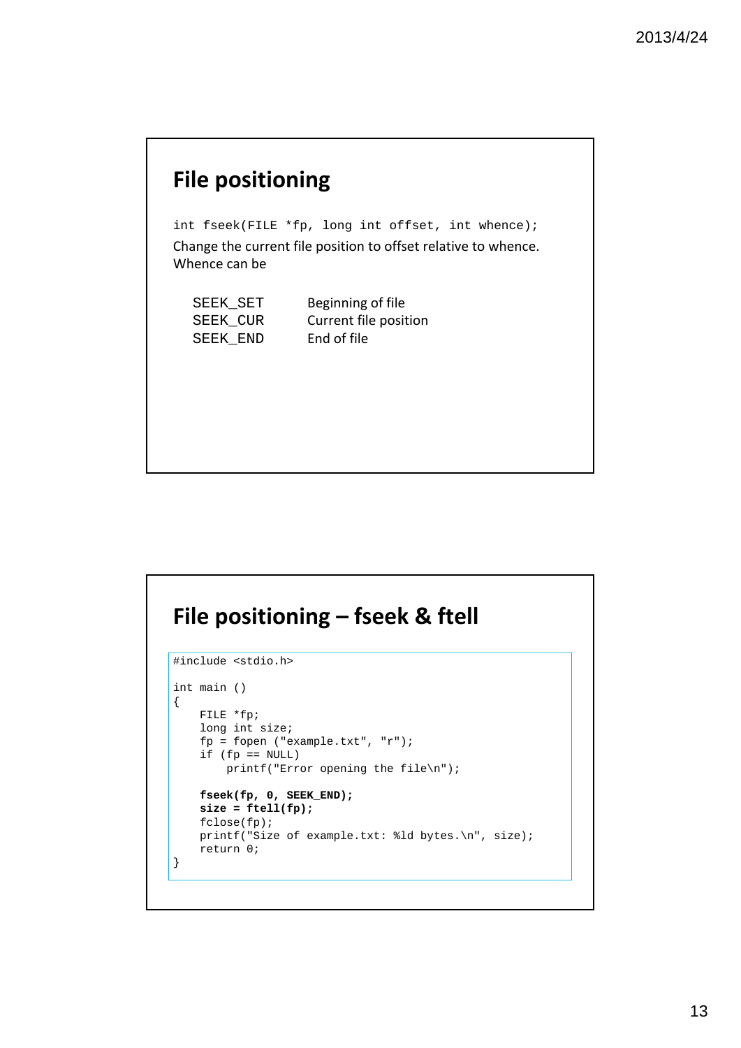## File positioning

`int fseek(FILE *fp, long int offset, int whence);`

Change the current file position to offset relative to whence. Whence can be

| | |
|---|---|
| SEEK_SET | Beginning of file |
| SEEK_CUR | Current file position |
| SEEK_END | End of file |

## File positioning – fseek & ftell

```
#include <stdio.h>

int main ()
{
    FILE *fp;
    long int size;
    fp = fopen ("example.txt", "r");
    if (fp == NULL)
        printf("Error opening the file\n");

    fseek(fp, 0, SEEK_END);
    size = ftell(fp);
    fclose(fp);
    printf("Size of example.txt: %ld bytes.\n", size);
    return 0;
}
```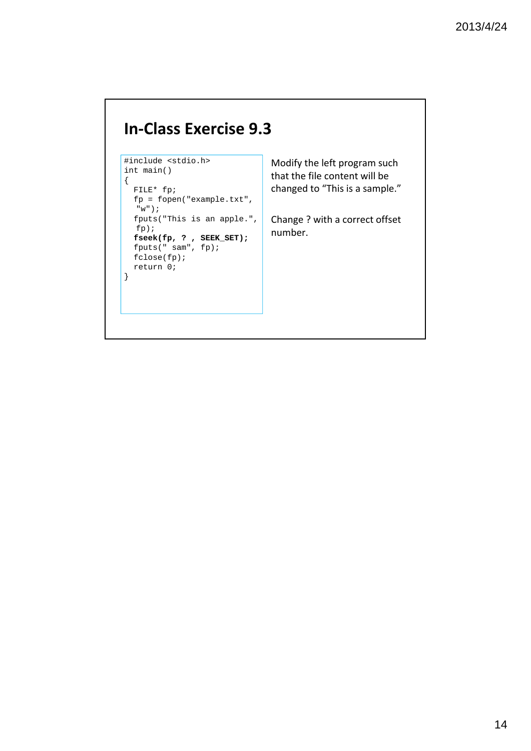## In-Class Exercise 9.3

```
#include <stdio.h>
int main()
{
  FILE* fp;
  fp = fopen("example.txt",
   "w");
  fputs("This is an apple.",
   fp);
  fseek(fp, ? , SEEK_SET);
  fputs(" sam", fp);
  fclose(fp);
  return 0;
}
```

Modify the left program such that the file content will be changed to “This is a sample.”

Change ? with a correct offset number.